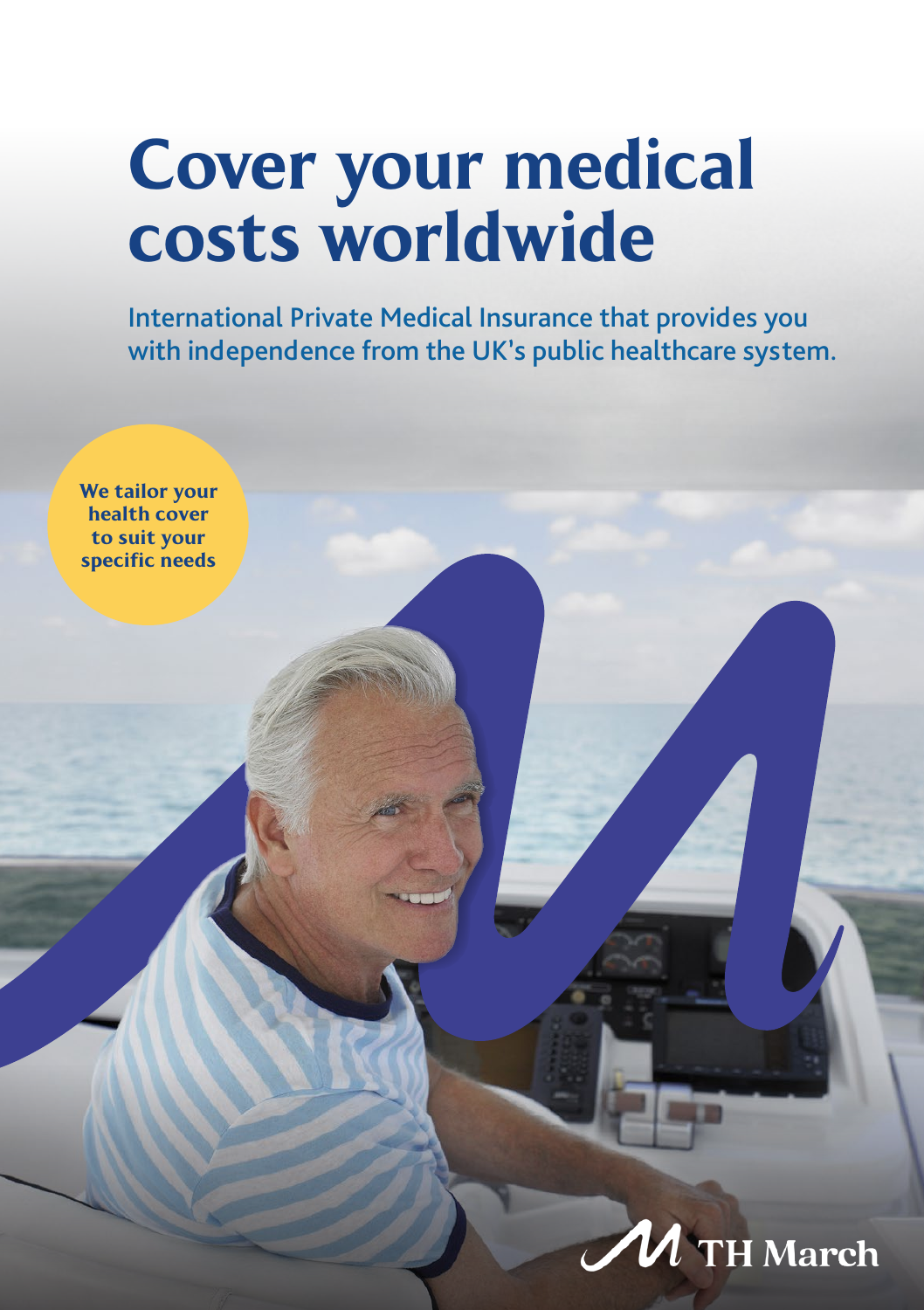# Cover your medical costs worldwide

International Private Medical Insurance that provides you with independence from the UK's public healthcare system.

**We tailor your health cover to suit your specific needs**

TH March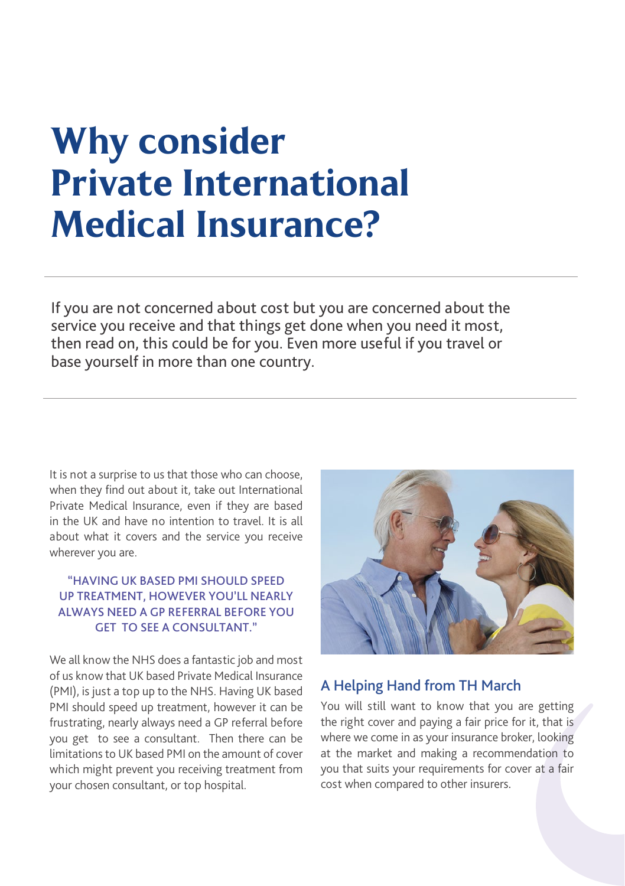# Why consider Private International Medical Insurance?

If you are not concerned about cost but you are concerned about the service you receive and that things get done when you need it most, then read on, this could be for you. Even more useful if you travel or base yourself in more than one country.

It is not a surprise to us that those who can choose, when they find out about it, take out International Private Medical Insurance, even if they are based in the UK and have no intention to travel. It is all about what it covers and the service you receive wherever you are.

"HAVING UK BASED PMI SHOULD SPEED UP TREATMENT, HOWEVER YOU'LL NEARLY ALWAYS NEED A GP REFERRAL BEFORE YOU GET TO SEE A CONSULTANT."

We all know the NHS does a fantastic job and most of us know that UK based Private Medical Insurance (PMI), is just a top up to the NHS. Having UK based PMI should speed up treatment, however it can be frustrating, nearly always need a GP referral before you get to see a consultant. Then there can be limitations to UK based PMI on the amount of cover which might prevent you receiving treatment from your chosen consultant, or top hospital.

## A Helping Hand from TH March

You will still want to know that you are getting the right cover and paying a fair price for it, that is where we come in as your insurance broker, looking at the market and making a recommendation to you that suits your requirements for cover at a fair cost when compared to other insurers.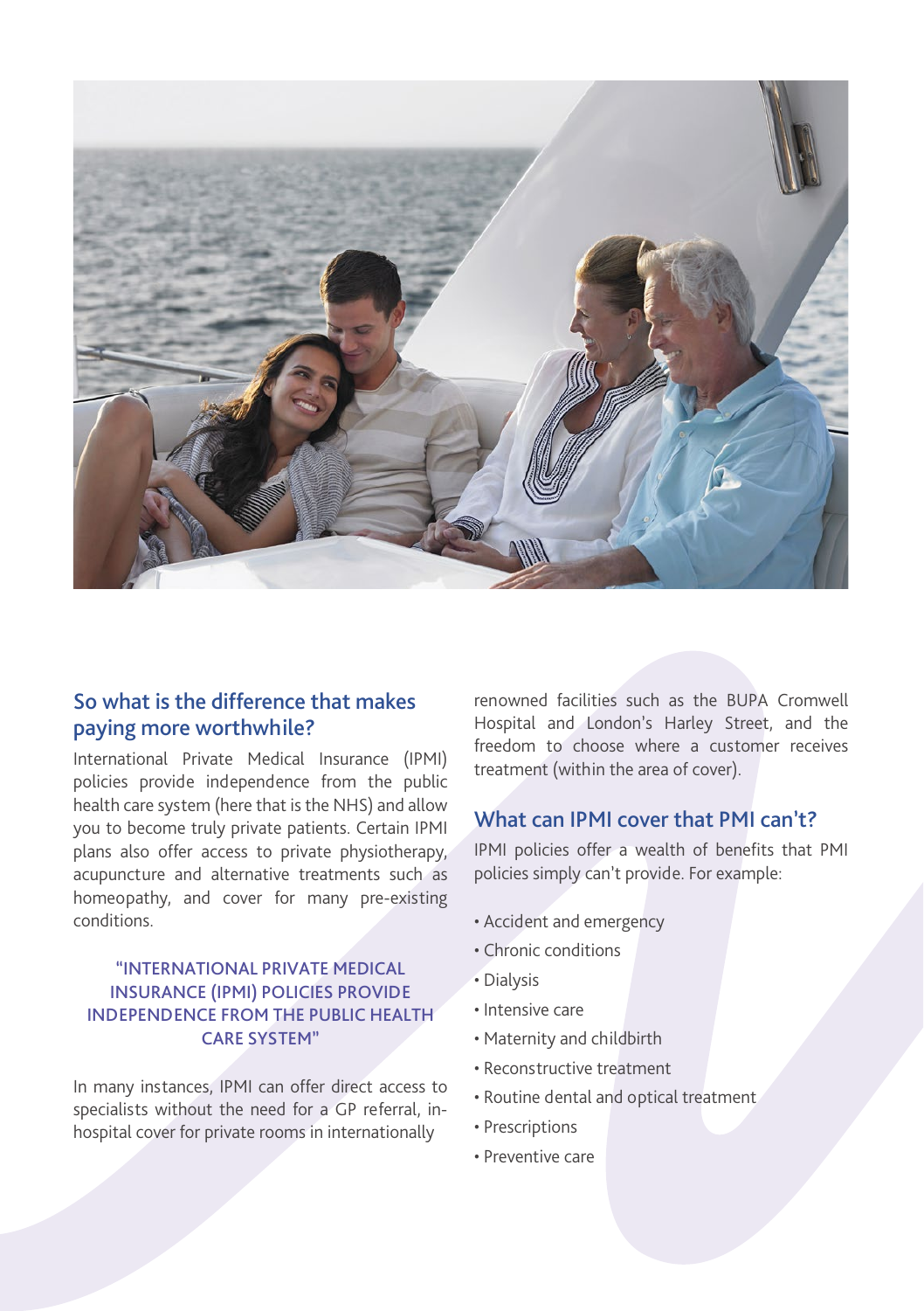## So what is the difference that makes paying more worthwhile?

International Private Medical Insurance (IPMI) policies provide independence from the public health care system (here that is the NHS) and allow you to become truly private patients. Certain IPMI plans also offer access to private physiotherapy, acupuncture and alternative treatments such as homeopathy, and cover for many pre-existing conditions.

> "INTERNATIONAL PRIVATE MEDICAL INSURANCE (IPMI) POLICIES PROVIDE INDEPENDENCE FROM THE PUBLIC HEALTH CARE SYSTEM"

In many instances, IPMI can offer direct access to specialists without the need for a GP referral, in-hospital cover for private rooms in internationally renowned facilities such as the BUPA Cromwell Hospital and London's Harley Street, and the freedom to choose where a customer receives treatment (within the area of cover).

## What can IPMI cover that PMI can't?

IPMI policies offer a wealth of benefits that PMI policies simply can't provide. For example:

- Accident and emergency
- Chronic conditions
- Dialysis
- Intensive care
- Maternity and childbirth
- Reconstructive treatment
- Routine dental and optical treatment
- Prescriptions
- Preventive care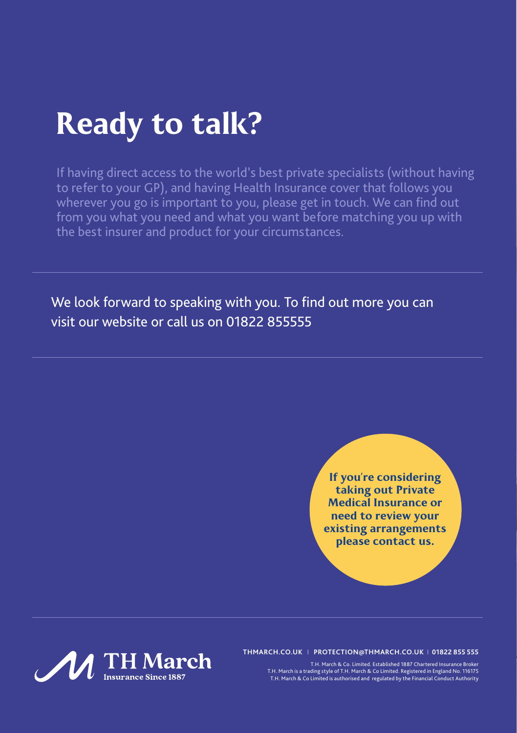# Ready to talk?

If having direct access to the world's best private specialists (without having to refer to your GP), and having Health Insurance cover that follows you wherever you go is important to you, please get in touch. We can find out from you what you need and what you want before matching you up with the best insurer and product for your circumstances.

We look forward to speaking with you. To find out more you can visit our website or call us on 01822 855555

**If you're considering taking out Private Medical Insurance or need to review your existing arrangements please contact us.**

TH March
Insurance Since 1887

**THMARCH.CO.UK | PROTECTION@THMARCH.CO.UK | 01822 855 555**

T.H. March & Co. Limited. Established 1887 Chartered Insurance Broker
T.H. March is a trading style of T.H. March & Co Limited. Registered in England No. 116175
T.H. March & Co Limited is authorised and regulated by the Financial Conduct Authority